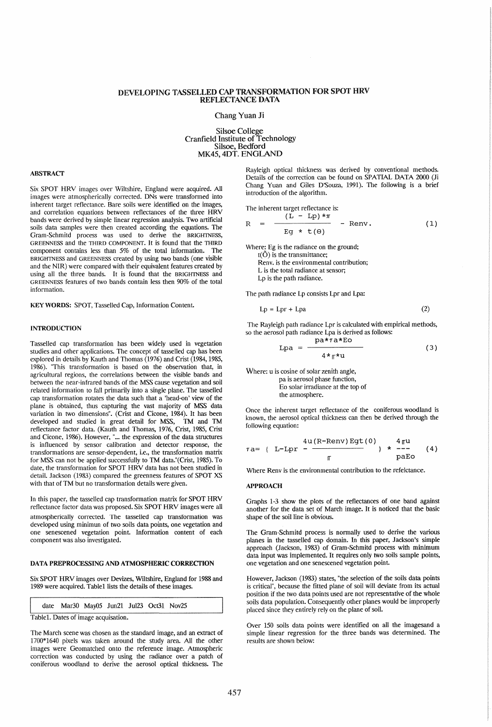# DEVELOPING TASSELLED CAP TRANSFORMATION FOR SPOT HRV REFLECTANCE DATA

Chang Yuan Ji

Silsoe College
Cranfield Institute of Technology
Silsoe, Bedford
MK45, 4DT. ENGLAND

## ABSTRACT

Six SPOT HRV images over Wiltshire, England were acquired. All images were atmospherically corrected. DNs were transformed into inherent target reflectance. Bare soils were identified on the images, and correlation equations between reflectances of the three HRV bands were derived by simple linear regression analysis. Two artificial soils data samples were then created according the equations. The Gram-Schmitd process was used to derive the BRIGHTNESS, GREENNESS and the THIRD COMPONENT. It is found that the THIRD component contains less than 5% of the total information. The BRIGHTNESS and GREENNESS created by using two bands (one visible and the NIR) were compared with their equivalent features created by using all the three bands. It is found that the BRIGHTNESS and GREENNESS features of two bands contain less then 90% of the total information.

**KEY WORDS:** SPOT, Tasselled Cap, Information Content.

## INTRODUCTION

Tasselled cap transformation has been widely used in vegetation studies and other applications. The concept of tasselled cap has been explored in details by Kauth and Thomas (1976) and Crist (1984, 1985, 1986). "This transformation is based on the observation that, in agricultural regions, the correlations between the visible bands and between the near-infrared bands of the MSS cause vegetation and soil related information to fall primarily into a single plane. The tasselled cap transformation rotates the data such that a 'head-on' view of the plane is obtained, thus capturing the vast majority of MSS data variation in two dimensions". (Crist and Cicone, 1984). It has been developed and studied in great detail for MSS, TM and TM reflectance factor data. (Kauth and Thomas, 1976, Crist, 1985, Crist and Cicone, 1986). However, "... the expression of the data structures is influenced by sensor calibration and detector response, the transformations are sensor-dependent, i.e., the transformation matrix for MSS can not be applied successfully to TM data."(Crist, 1985). To date, the transformation for SPOT HRV data has not been studied in detail. Jackson (1983) compared the greenness features of SPOT XS with that of TM but no transformation details were given.

In this paper, the tasselled cap transformation matrix for SPOT HRV reflectance factor data was proposed. Six SPOT HRV images were all atmospherically corrected. The tasselled cap transformation was developed using minimun of two soils data points, one vegetation and one senescened vegetation point. Information content of each component was also investigated.

## DATA PREPROCESSING AND ATMOSPHERIC CORRECTION

Six SPOT HRV images over Devizes, Wiltshire, England for 1988 and 1989 were acquired. Table1 lists the details of these images.

| date | Mar30 | May05 | Jun21 | Jul23 | Oct31 | Nov25 |
|---|---|---|---|---|---|---|

Table1. Dates of image acquisation.

The March scene was chosen as the standard image, and an extract of 1700*1640 pixels was taken around the study area. All the other images were Geomatched onto the reference image. Atmospheric correction was conducted by using the radiance over a patch of coniferous woodland to derive the aerosol optical thickness. The Rayleigh optical thickness was derived by conventional methods. Details of the correction can be found on SPATIAL DATA 2000 (Ji Chang Yuan and Giles D'Souza, 1991). The following is a brief introduction of the algorithm.

The inherent target reflectance is:

$$R = \frac{(L - Lp)*\pi}{Eg * t(\Theta)} - Renv. \qquad (1)$$

Where: Eg is the radiance on the ground;
t(Θ) is the transmittance;
Renv. is the environmental contribution;
L is the total radiance at sensor;
Lp is the path radiance.

The path radiance Lp consists Lpr and Lpa:

$$Lp = Lpr + Lpa \qquad (2)$$

The Rayleigh path radiance Lpr is calculated with empirical methods, so the aerosol path radiance Lpa is derived as follows:

$$Lpa = \frac{pa*\tau a*Eo}{4*\pi*u} \qquad (3)$$

Where: u is cosine of solar zenith angle,
pa is aerosol phase function,
Eo solar irradiance at the top of the atmosphere.

Once the inherent target reflectance of the coniferous woodland is known, the aerosol optical thickness can then be derived through the following equation:

$$\tau a = \left( L - Lpr - \frac{4u(R-Renv)Egt(0)}{\pi} \right) * \frac{4\pi u}{paEo} \qquad (4)$$

Where Renv is the environmental contribution to the refelctance.

## APPROACH

Graphs 1-3 show the plots of the reflectances of one band against another for the data set of March image. It is noticed that the basic shape of the soil line is obvious.

The Gram-Schmitd process is normally used to derive the various planes in the tasselled cap domain. In this paper, Jackson's simple approach (Jackson, 1983) of Gram-Schmitd process with minimum data input was implemented. It requires only two soils sample points, one vegetation and one senescened vegetation point.

However, Jackson (1983) states, "the selection of the soils data points is critical", because the fitted plane of soil will deviate from its actual position if the two data points used are not representative of the whole soils data population. Consequently other planes would be improperly placed since they entirely rely on the plane of soil.

Over 150 soils data points were identified on all the imagesand a simple linear regression for the three bands was determined. The results are shown below: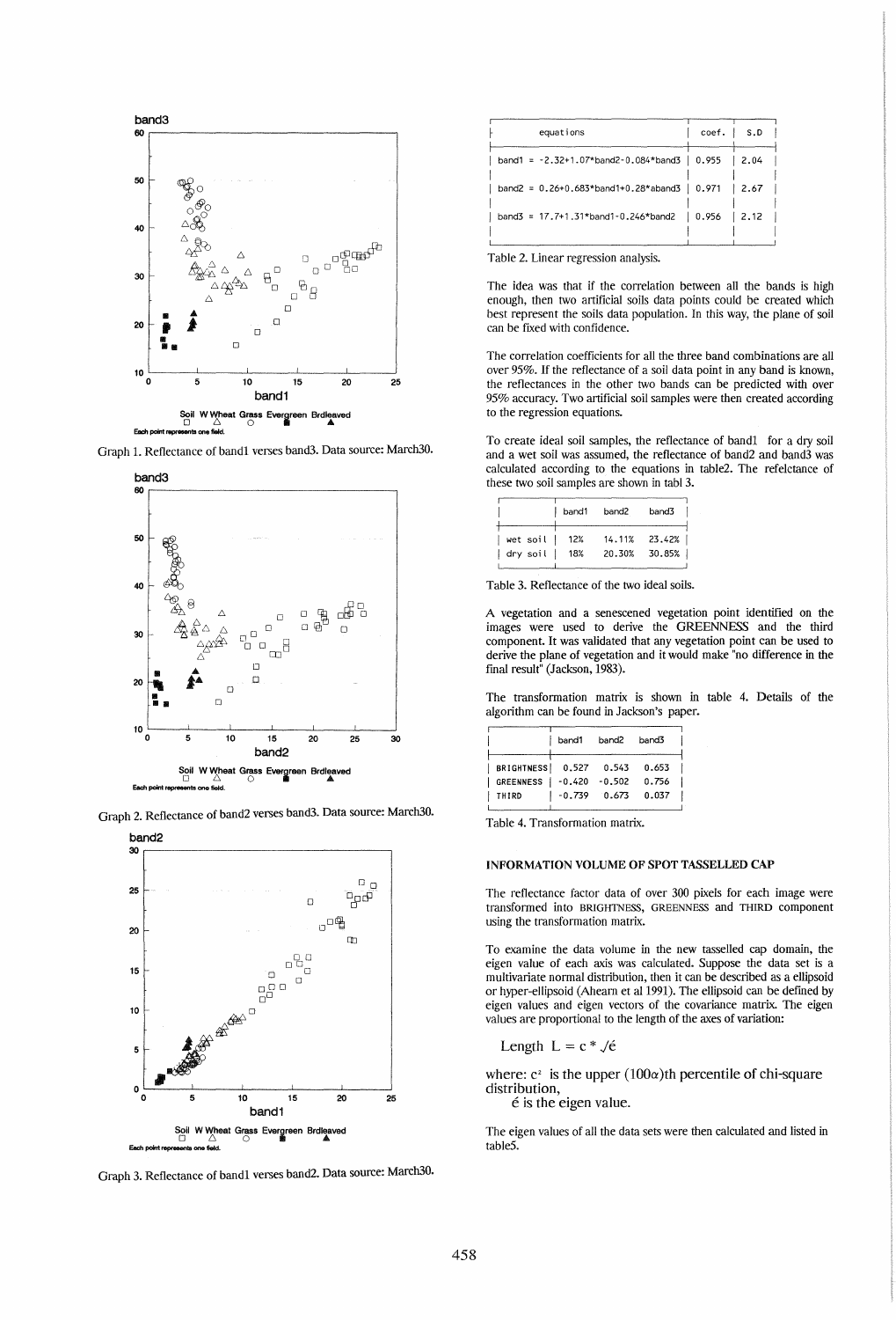Graph 1. Reflectance of band1 verses band3. Data source: March30.

Graph 2. Reflectance of band2 verses band3. Data source: March30.

Graph 3. Reflectance of band1 verses band2. Data source: March30.

| equations | coef. | S.D |
|---|---|---|
| band1 = -2.32+1.07*band2-0.084*band3 | 0.955 | 2.04 |
| band2 = 0.26+0.683*band1+0.28*aband3 | 0.971 | 2.67 |
| band3 = 17.7+1.31*band1-0.246*band2 | 0.956 | 2.12 |

Table 2. Linear regression analysis.

The idea was that if the correlation between all the bands is high enough, then two artificial soils data points could be created which best represent the soils data population. In this way, the plane of soil can be fixed with confidence.

The correlation coefficients for all the three band combinations are all over 95%. If the reflectance of a soil data point in any band is known, the reflectances in the other two bands can be predicted with over 95% accuracy. Two artificial soil samples were then created according to the regression equations.

To create ideal soil samples, the reflectance of band1 for a dry soil and a wet soil was assumed, the reflectance of band2 and band3 was calculated according to the equations in table2. The refelctance of these two soil samples are shown in tabl 3.

| | band1 | band2 | band3 |
|---|---|---|---|
| wet soil | 12% | 14.11% | 23.42% |
| dry soil | 18% | 20.30% | 30.85% |

Table 3. Reflectance of the two ideal soils.

A vegetation and a senescened vegetation point identified on the images were used to derive the GREENNESS and the third component. It was validated that any vegetation point can be used to derive the plane of vegetation and it would make "no difference in the final result" (Jackson, 1983).

The transformation matrix is shown in table 4. Details of the algorithm can be found in Jackson's paper.

| | band1 | band2 | band3 |
|---|---|---|---|
| BRIGHTNESS | 0.527 | 0.543 | 0.653 |
| GREENNESS | -0.420 | -0.502 | 0.756 |
| THIRD | -0.739 | 0.673 | 0.037 |

Table 4. Transformation matrix.

### INFORMATION VOLUME OF SPOT TASSELLED CAP

The reflectance factor data of over 300 pixels for each image were transformed into BRIGHTNESS, GREENNESS and THIRD component using the transformation matrix.

To examine the data volume in the new tasselled cap domain, the eigen value of each axis was calculated. Suppose the data set is a multivariate normal distribution, then it can be described as a ellipsoid or hyper-ellipsoid (Ahearn et al 1991). The ellipsoid can be defined by eigen values and eigen vectors of the covariance matrix. The eigen values are proportional to the length of the axes of variation:

$$\text{Length } L = c * \sqrt{é}$$

where: $c^2$ is the upper $(100\alpha)$th percentile of chi-square distribution,

é is the eigen value.

The eigen values of all the data sets were then calculated and listed in table5.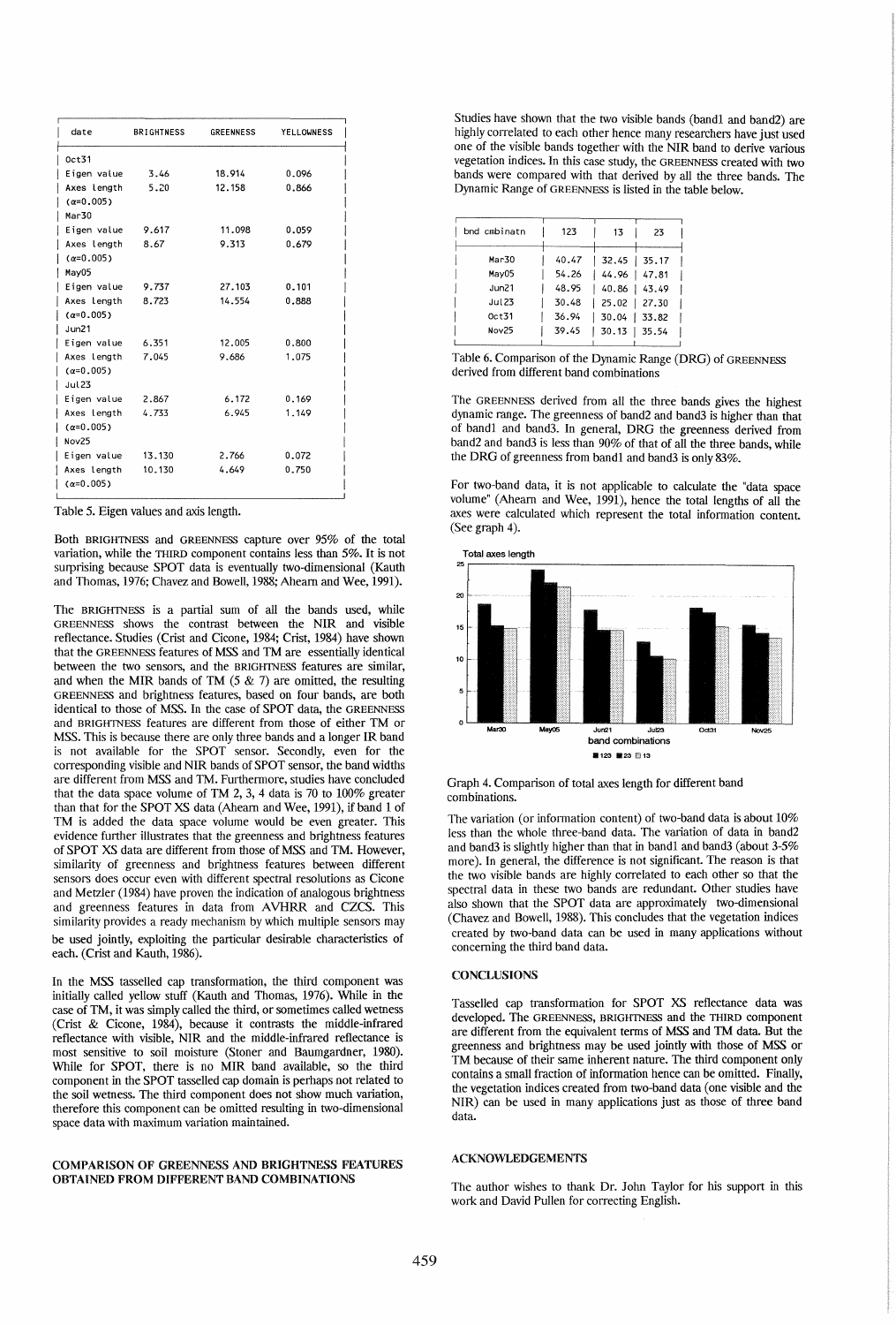| date | BRIGHTNESS | GREENNESS | YELLOWNESS |
|---|---|---|---|
| Oct31 | | | |
| Eigen value | 3.46 | 18.914 | 0.096 |
| Axes length ($\alpha$=0.005) | 5.20 | 12.158 | 0.866 |
| Mar30 | | | |
| Eigen value | 9.617 | 11.098 | 0.059 |
| Axes length ($\alpha$=0.005) | 8.67 | 9.313 | 0.679 |
| May05 | | | |
| Eigen value | 9.737 | 27.103 | 0.101 |
| Axes length ($\alpha$=0.005) | 8.723 | 14.554 | 0.888 |
| Jun21 | | | |
| Eigen value | 6.351 | 12.005 | 0.800 |
| Axes length ($\alpha$=0.005) | 7.045 | 9.686 | 1.075 |
| Jul23 | | | |
| Eigen value | 2.867 | 6.172 | 0.169 |
| Axes length ($\alpha$=0.005) | 4.733 | 6.945 | 1.149 |
| Nov25 | | | |
| Eigen value | 13.130 | 2.766 | 0.072 |
| Axes length ($\alpha$=0.005) | 10.130 | 4.649 | 0.750 |

Table 5. Eigen values and axis length.

Both BRIGHTNESS and GREENNESS capture over 95% of the total variation, while the THIRD component contains less than 5%. It is not surprising because SPOT data is eventually two-dimensional (Kauth and Thomas, 1976; Chavez and Bowell, 1988; Ahearn and Wee, 1991).

The BRIGHTNESS is a partial sum of all the bands used, while GREENNESS shows the contrast between the NIR and visible reflectance. Studies (Crist and Cicone, 1984; Crist, 1984) have shown that the GREENNESS features of MSS and TM are essentially identical between the two sensors, and the BRIGHTNESS features are similar, and when the MIR bands of TM (5 & 7) are omitted, the resulting GREENNESS and brightness features, based on four bands, are both identical to those of MSS. In the case of SPOT data, the GREENNESS and BRIGHTNESS features are different from those of either TM or MSS. This is because there are only three bands and a longer IR band is not available for the SPOT sensor. Secondly, even for the corresponding visible and NIR bands of SPOT sensor, the band widths are different from MSS and TM. Furthermore, studies have concluded that the data space volume of TM 2, 3, 4 data is 70 to 100% greater than that for the SPOT XS data (Ahearn and Wee, 1991), if band 1 of TM is added the data space volume would be even greater. This evidence further illustrates that the greenness and brightness features of SPOT XS data are different from those of MSS and TM. However, similarity of greenness and brightness features between different sensors does occur even with different spectral resolutions as Cicone and Metzler (1984) have proven the indication of analogous brightness and greenness features in data from AVHRR and CZCS. This similarity provides a ready mechanism by which multiple sensors may be used jointly, exploiting the particular desirable characteristics of each. (Crist and Kauth, 1986).

In the MSS tasselled cap transformation, the third component was initially called yellow stuff (Kauth and Thomas, 1976). While in the case of TM, it was simply called the third, or sometimes called wetness (Crist & Cicone, 1984), because it contrasts the middle-infrared reflectance with visible, NIR and the middle-infrared reflectance is most sensitive to soil moisture (Stoner and Baumgardner, 1980). While for SPOT, there is no MIR band available, so the third component in the SPOT tasselled cap domain is perhaps not related to the soil wetness. The third component does not show much variation, therefore this component can be omitted resulting in two-dimensional space data with maximum variation maintained.

## COMPARISON OF GREENNESS AND BRIGHTNESS FEATURES OBTAINED FROM DIFFERENT BAND COMBINATIONS

Studies have shown that the two visible bands (band1 and band2) are highly correlated to each other hence many researchers have just used one of the visible bands together with the NIR band to derive various vegetation indices. In this case study, the GREENNESS created with two bands were compared with that derived by all the three bands. The Dynamic Range of GREENNESS is listed in the table below.

| bnd cmbinatn | 123 | 13 | 23 |
|---|---|---|---|
| Mar30 | 40.47 | 32.45 | 35.17 |
| May05 | 54.26 | 44.96 | 47.81 |
| Jun21 | 48.95 | 40.86 | 43.49 |
| Jul23 | 30.48 | 25.02 | 27.30 |
| Oct31 | 36.94 | 30.04 | 33.82 |
| Nov25 | 39.45 | 30.13 | 35.54 |

Table 6. Comparison of the Dynamic Range (DRG) of GREENNESS derived from different band combinations

The GREENNESS derived from all the three bands gives the highest dynamic range. The greenness of band2 and band3 is higher than that of band1 and band3. In general, DRG the greenness derived from band2 and band3 is less than 90% of that of all the three bands, while the DRG of greenness from band1 and band3 is only 83%.

For two-band data, it is not applicable to calculate the "data space volume" (Ahearn and Wee, 1991), hence the total lengths of all the axes were calculated which represent the total information content. (See graph 4).

Graph 4. Comparison of total axes length for different band combinations.

The variation (or information content) of two-band data is about 10% less than the whole three-band data. The variation of data in band2 and band3 is slightly higher than that in band1 and band3 (about 3-5% more). In general, the difference is not significant. The reason is that the two visible bands are highly correlated to each other so that the spectral data in these two bands are redundant. Other studies have also shown that the SPOT data are approximately two-dimensional (Chavez and Bowell, 1988). This concludes that the vegetation indices created by two-band data can be used in many applications without concerning the third band data.

## CONCLUSIONS

Tasselled cap transformation for SPOT XS reflectance data was developed. The GREENNESS, BRIGHTNESS and the THIRD component are different from the equivalent terms of MSS and TM data. But the greenness and brightness may be used jointly with those of MSS or TM because of their same inherent nature. The third component only contains a small fraction of information hence can be omitted. Finally, the vegetation indices created from two-band data (one visible and the NIR) can be used in many applications just as those of three band data.

## ACKNOWLEDGEMENTS

The author wishes to thank Dr. John Taylor for his support in this work and David Pullen for correcting English.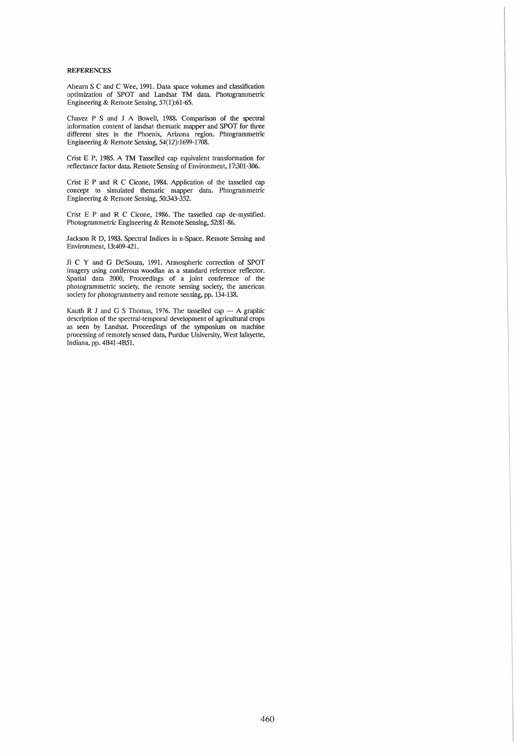## REFERENCES

Ahearn S C and C Wee, 1991. Data space volumes and classification optimization of SPOT and Landsat TM data. Photogrammetric Engineering & Remote Sensing, 57(1):61-65.

Chavez P S and J A Bowell, 1988. Comparison of the spectral information content of landsat thematic mapper and SPOT for three different sites in the Phoenix, Arizona region. Phtogrammetric Engineering & Remote Sensing, 54(12):1699-1708.

Crist E P, 1985. A TM Tasselled cap equivalent transformation for reflectance factor data. Remote Sensing of Environment, 17:301-306.

Crist E P and R C Cicone, 1984. Application of the tasselled cap concept to simulated thematic mapper data. Phtogrammetric Engineering & Remote Sensing, 50:343-352.

Crist E P and R C Cicone, 1986. The tasselled cap de-mystified. Photogrammetric Engineering & Remote Sensing, 52:81-86.

Jackson R D, 1983. Spectral Indices in n-Space. Remote Sensing and Environment, 13:409-421.

Ji C Y and G De'Souza, 1991. Atmospheric correction of SPOT imagery using coniferous woodlan as a standard reference reflector. Spatial data 2000, Proceedings of a joint conference of the photogrammetric society, the remote sensing society, the american society for photogrammetry and remote sensing, pp. 134-138.

Kauth R J and G S Thomas, 1976. The tasselled cap --- A graphic description of the spectral-temporal development of agricultural crops as seen by Landsat. Proceedings of the symposium on machine processing of remotely sensed data, Purdue University, West lafayette, Indiana, pp. 4B41-4B51.